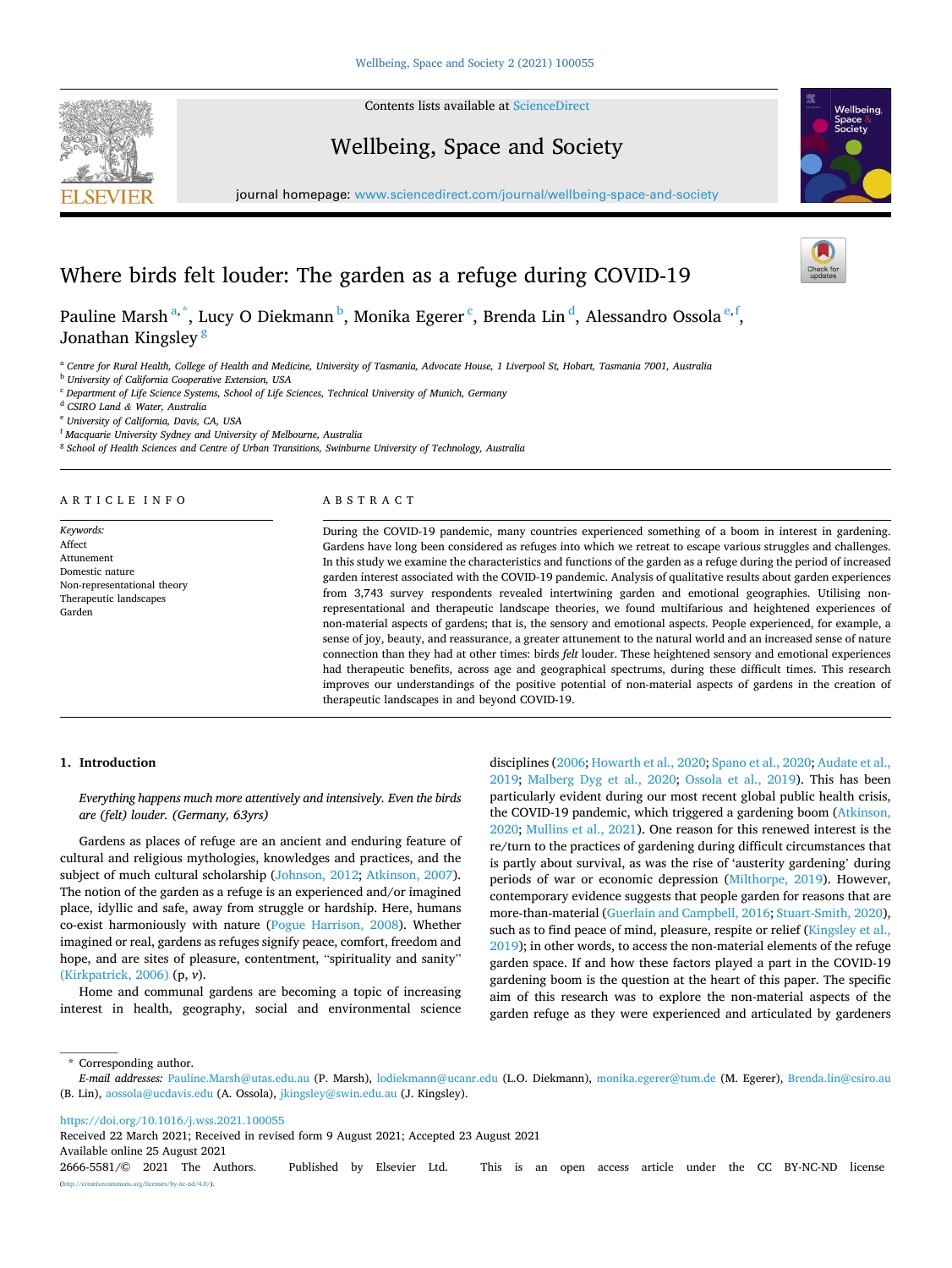# Where birds felt louder: The garden as a refuge during COVID-19

Pauline Marsh [a,*], Lucy O Diekmann [b], Monika Egerer [c], Brenda Lin [d], Alessandro Ossola [e,f], Jonathan Kingsley [g]

[a] Centre for Rural Health, College of Health and Medicine, University of Tasmania, Advocate House, 1 Liverpool St, Hobart, Tasmania 7001, Australia
[b] University of California Cooperative Extension, USA
[c] Department of Life Science Systems, School of Life Sciences, Technical University of Munich, Germany
[d] CSIRO Land & Water, Australia
[e] University of California, Davis, CA, USA
[f] Macquarie University Sydney and University of Melbourne, Australia
[g] School of Health Sciences and Centre of Urban Transitions, Swinburne University of Technology, Australia

## ARTICLE INFO

*Keywords:*
Affect
Attunement
Domestic nature
Non-representational theory
Therapeutic landscapes
Garden

## ABSTRACT

During the COVID-19 pandemic, many countries experienced something of a boom in interest in gardening. Gardens have long been considered as refuges into which we retreat to escape various struggles and challenges. In this study we examine the characteristics and functions of the garden as a refuge during the period of increased garden interest associated with the COVID-19 pandemic. Analysis of qualitative results about garden experiences from 3,743 survey respondents revealed intertwining garden and emotional geographies. Utilising non-representational and therapeutic landscape theories, we found multifarious and heightened experiences of non-material aspects of gardens; that is, the sensory and emotional aspects. People experienced, for example, a sense of joy, beauty, and reassurance, a greater attunement to the natural world and an increased sense of nature connection than they had at other times: birds *felt* louder. These heightened sensory and emotional experiences had therapeutic benefits, across age and geographical spectrums, during these difficult times. This research improves our understandings of the positive potential of non-material aspects of gardens in the creation of therapeutic landscapes in and beyond COVID-19.

## 1. Introduction

> *Everything happens much more attentively and intensively. Even the birds are (felt) louder. (Germany, 63yrs)*

Gardens as places of refuge are an ancient and enduring feature of cultural and religious mythologies, knowledges and practices, and the subject of much cultural scholarship (Johnson, 2012; Atkinson, 2007). The notion of the garden as a refuge is an experienced and/or imagined place, idyllic and safe, away from struggle or hardship. Here, humans co-exist harmoniously with nature (Pogue Harrison, 2008). Whether imagined or real, gardens as refuges signify peace, comfort, freedom and hope, and are sites of pleasure, contentment, "spirituality and sanity" (Kirkpatrick, 2006) (p, *v*).

Home and communal gardens are becoming a topic of increasing interest in health, geography, social and environmental science disciplines (2006; Howarth et al., 2020; Spano et al., 2020; Audate et al., 2019; Malberg Dyg et al., 2020; Ossola et al., 2019). This has been particularly evident during our most recent global public health crisis, the COVID-19 pandemic, which triggered a gardening boom (Atkinson, 2020; Mullins et al., 2021). One reason for this renewed interest is the re/turn to the practices of gardening during difficult circumstances that is partly about survival, as was the rise of 'austerity gardening' during periods of war or economic depression (Milthorpe, 2019). However, contemporary evidence suggests that people garden for reasons that are more-than-material (Guerlain and Campbell, 2016; Stuart-Smith, 2020), such as to find peace of mind, pleasure, respite or relief (Kingsley et al., 2019); in other words, to access the non-material elements of the refuge garden space. If and how these factors played a part in the COVID-19 gardening boom is the question at the heart of this paper. The specific aim of this research was to explore the non-material aspects of the garden refuge as they were experienced and articulated by gardeners

---

* Corresponding author.
*E-mail addresses:* Pauline.Marsh@utas.edu.au (P. Marsh), lodiekmann@ucanr.edu (L.O. Diekmann), monika.egerer@tum.de (M. Egerer), Brenda.lin@csiro.au (B. Lin), aossola@ucdavis.edu (A. Ossola), jkingsley@swin.edu.au (J. Kingsley).

https://doi.org/10.1016/j.wss.2021.100055
Received 22 March 2021; Received in revised form 9 August 2021; Accepted 23 August 2021
Available online 25 August 2021
2666-5581/© 2021 The Authors. Published by Elsevier Ltd. This is an open access article under the CC BY-NC-ND license (http://creativecommons.org/licenses/by-nc-nd/4.0/).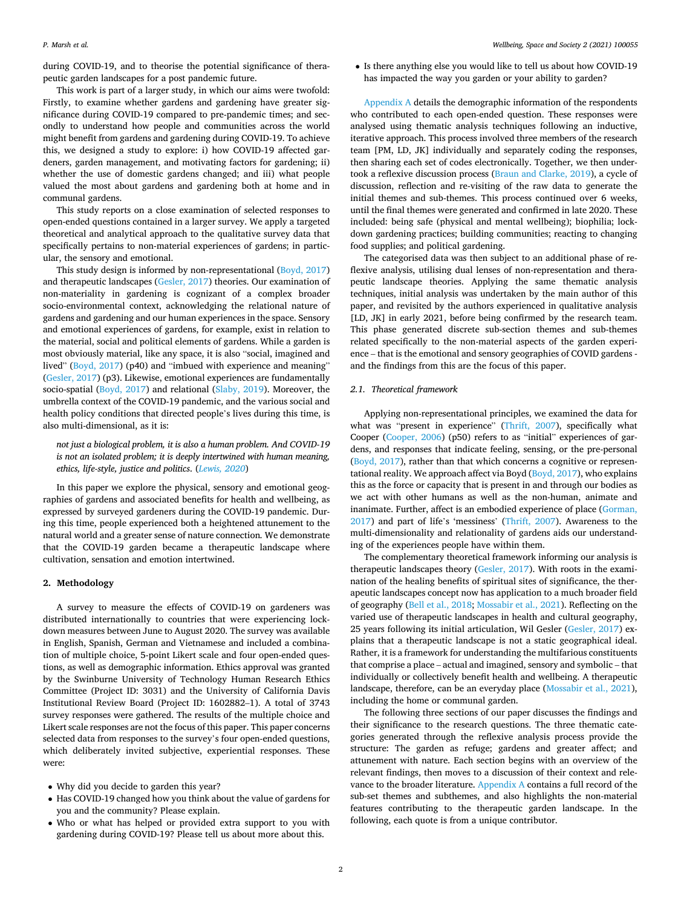during COVID-19, and to theorise the potential significance of therapeutic garden landscapes for a post pandemic future.

This work is part of a larger study, in which our aims were twofold: Firstly, to examine whether gardens and gardening have greater significance during COVID-19 compared to pre-pandemic times; and secondly to understand how people and communities across the world might benefit from gardens and gardening during COVID-19. To achieve this, we designed a study to explore: i) how COVID-19 affected gardeners, garden management, and motivating factors for gardening; ii) whether the use of domestic gardens changed; and iii) what people valued the most about gardens and gardening both at home and in communal gardens.

This study reports on a close examination of selected responses to open-ended questions contained in a larger survey. We apply a targeted theoretical and analytical approach to the qualitative survey data that specifically pertains to non-material experiences of gardens; in particular, the sensory and emotional.

This study design is informed by non-representational (Boyd, 2017) and therapeutic landscapes (Gesler, 2017) theories. Our examination of non-materiality in gardening is cognizant of a complex broader socio-environmental context, acknowledging the relational nature of gardens and gardening and our human experiences in the space. Sensory and emotional experiences of gardens, for example, exist in relation to the material, social and political elements of gardens. While a garden is most obviously material, like any space, it is also "social, imagined and lived" (Boyd, 2017) (p40) and "imbued with experience and meaning" (Gesler, 2017) (p3). Likewise, emotional experiences are fundamentally socio-spatial (Boyd, 2017) and relational (Slaby, 2019). Moreover, the umbrella context of the COVID-19 pandemic, and the various social and health policy conditions that directed people's lives during this time, is also multi-dimensional, as it is:

> *not just a biological problem, it is also a human problem. And COVID-19 is not an isolated problem; it is deeply intertwined with human meaning, ethics, life-style, justice and politics*. (*Lewis, 2020*)

In this paper we explore the physical, sensory and emotional geographies of gardens and associated benefits for health and wellbeing, as expressed by surveyed gardeners during the COVID-19 pandemic. During this time, people experienced both a heightened attunement to the natural world and a greater sense of nature connection. We demonstrate that the COVID-19 garden became a therapeutic landscape where cultivation, sensation and emotion intertwined.

## 2. Methodology

A survey to measure the effects of COVID-19 on gardeners was distributed internationally to countries that were experiencing lockdown measures between June to August 2020. The survey was available in English, Spanish, German and Vietnamese and included a combination of multiple choice, 5-point Likert scale and four open-ended questions, as well as demographic information. Ethics approval was granted by the Swinburne University of Technology Human Research Ethics Committee (Project ID: 3031) and the University of California Davis Institutional Review Board (Project ID: 1602882–1). A total of 3743 survey responses were gathered. The results of the multiple choice and Likert scale responses are not the focus of this paper. This paper concerns selected data from responses to the survey's four open-ended questions, which deliberately invited subjective, experiential responses. These were:

- Why did you decide to garden this year?
- Has COVID-19 changed how you think about the value of gardens for you and the community? Please explain.
- Who or what has helped or provided extra support to you with gardening during COVID-19? Please tell us about more about this.
- Is there anything else you would like to tell us about how COVID-19 has impacted the way you garden or your ability to garden?

Appendix A details the demographic information of the respondents who contributed to each open-ended question. These responses were analysed using thematic analysis techniques following an inductive, iterative approach. This process involved three members of the research team [PM, LD, JK] individually and separately coding the responses, then sharing each set of codes electronically. Together, we then undertook a reflexive discussion process (Braun and Clarke, 2019), a cycle of discussion, reflection and re-visiting of the raw data to generate the initial themes and sub-themes. This process continued over 6 weeks, until the final themes were generated and confirmed in late 2020. These included: being safe (physical and mental wellbeing); biophilia; lockdown gardening practices; building communities; reacting to changing food supplies; and political gardening.

The categorised data was then subject to an additional phase of reflexive analysis, utilising dual lenses of non-representation and therapeutic landscape theories. Applying the same thematic analysis techniques, initial analysis was undertaken by the main author of this paper, and revisited by the authors experienced in qualitative analysis [LD, JK] in early 2021, before being confirmed by the research team. This phase generated discrete sub-section themes and sub-themes related specifically to the non-material aspects of the garden experience – that is the emotional and sensory geographies of COVID gardens - and the findings from this are the focus of this paper.

### 2.1. Theoretical framework

Applying non-representational principles, we examined the data for what was "present in experience" (Thrift, 2007), specifically what Cooper (Cooper, 2006) (p50) refers to as "initial" experiences of gardens, and responses that indicate feeling, sensing, or the pre-personal (Boyd, 2017), rather than that which concerns a cognitive or representational reality. We approach affect via Boyd (Boyd, 2017), who explains this as the force or capacity that is present in and through our bodies as we act with other humans as well as the non-human, animate and inanimate. Further, affect is an embodied experience of place (Gorman, 2017) and part of life's 'messiness' (Thrift, 2007). Awareness to the multi-dimensionality and relationality of gardens aids our understanding of the experiences people have within them.

The complementary theoretical framework informing our analysis is therapeutic landscapes theory (Gesler, 2017). With roots in the examination of the healing benefits of spiritual sites of significance, the therapeutic landscapes concept now has application to a much broader field of geography (Bell et al., 2018; Mossabir et al., 2021). Reflecting on the varied use of therapeutic landscapes in health and cultural geography, 25 years following its initial articulation, Wil Gesler (Gesler, 2017) explains that a therapeutic landscape is not a static geographical ideal. Rather, it is a framework for understanding the multifarious constituents that comprise a place – actual and imagined, sensory and symbolic – that individually or collectively benefit health and wellbeing. A therapeutic landscape, therefore, can be an everyday place (Mossabir et al., 2021), including the home or communal garden.

The following three sections of our paper discusses the findings and their significance to the research questions. The three thematic categories generated through the reflexive analysis process provide the structure: The garden as refuge; gardens and greater affect; and attunement with nature. Each section begins with an overview of the relevant findings, then moves to a discussion of their context and relevance to the broader literature. Appendix A contains a full record of the sub-set themes and subthemes, and also highlights the non-material features contributing to the therapeutic garden landscape. In the following, each quote is from a unique contributor.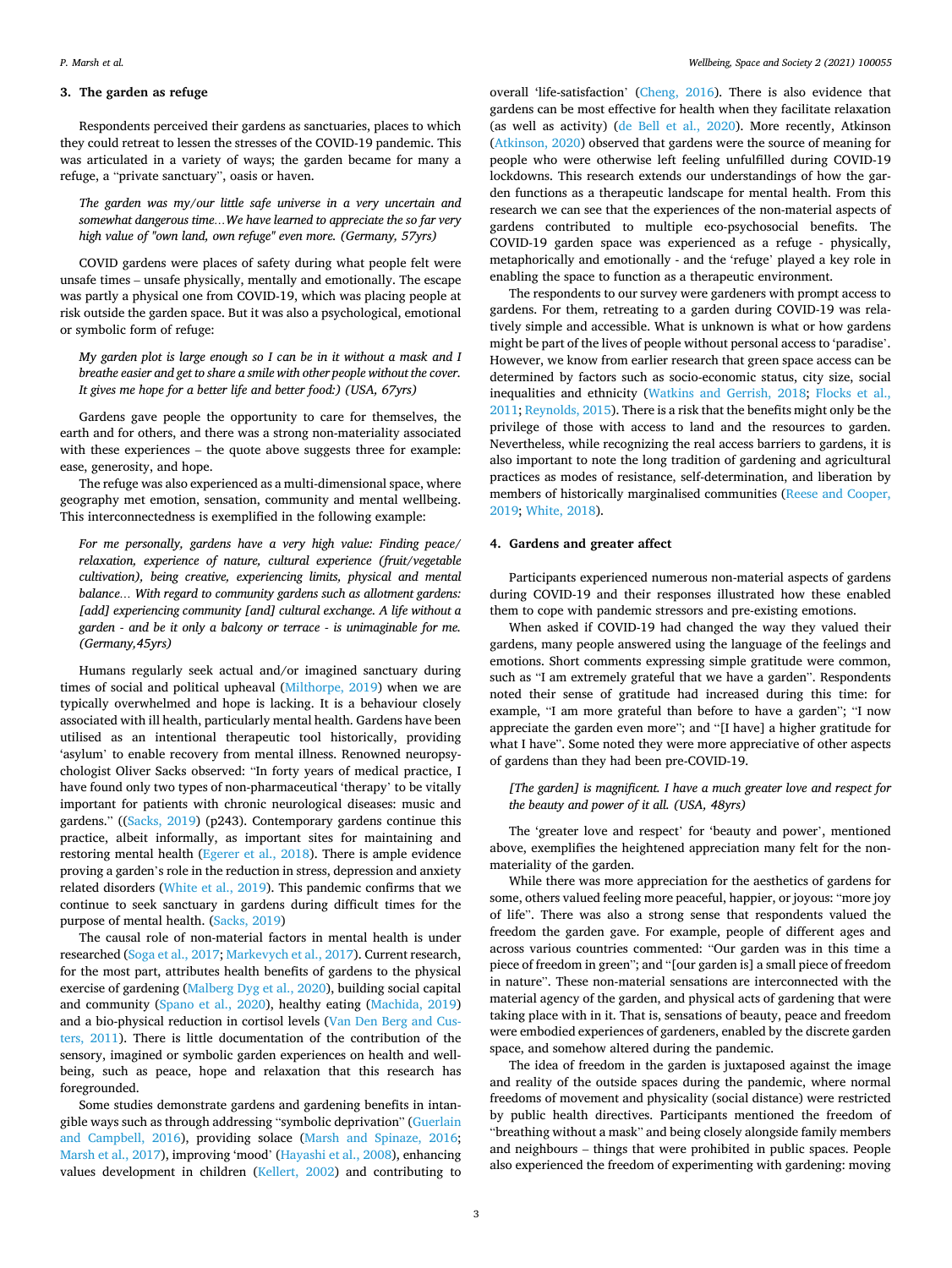## 3. The garden as refuge

Respondents perceived their gardens as sanctuaries, places to which they could retreat to lessen the stresses of the COVID-19 pandemic. This was articulated in a variety of ways; the garden became for many a refuge, a "private sanctuary", oasis or haven.

> *The garden was my/our little safe universe in a very uncertain and somewhat dangerous time…We have learned to appreciate the so far very high value of "own land, own refuge" even more. (Germany, 57yrs)*

COVID gardens were places of safety during what people felt were unsafe times – unsafe physically, mentally and emotionally. The escape was partly a physical one from COVID-19, which was placing people at risk outside the garden space. But it was also a psychological, emotional or symbolic form of refuge:

> *My garden plot is large enough so I can be in it without a mask and I breathe easier and get to share a smile with other people without the cover. It gives me hope for a better life and better food:) (USA, 67yrs)*

Gardens gave people the opportunity to care for themselves, the earth and for others, and there was a strong non-materiality associated with these experiences – the quote above suggests three for example: ease, generosity, and hope.

The refuge was also experienced as a multi-dimensional space, where geography met emotion, sensation, community and mental wellbeing. This interconnectedness is exemplified in the following example:

> *For me personally, gardens have a very high value: Finding peace/ relaxation, experience of nature, cultural experience (fruit/vegetable cultivation), being creative, experiencing limits, physical and mental balance… With regard to community gardens such as allotment gardens: [add] experiencing community [and] cultural exchange. A life without a garden - and be it only a balcony or terrace - is unimaginable for me. (Germany,45yrs)*

Humans regularly seek actual and/or imagined sanctuary during times of social and political upheaval (Milthorpe, 2019) when we are typically overwhelmed and hope is lacking. It is a behaviour closely associated with ill health, particularly mental health. Gardens have been utilised as an intentional therapeutic tool historically, providing 'asylum' to enable recovery from mental illness. Renowned neuropsychologist Oliver Sacks observed: "In forty years of medical practice, I have found only two types of non-pharmaceutical 'therapy' to be vitally important for patients with chronic neurological diseases: music and gardens." ((Sacks, 2019) (p243). Contemporary gardens continue this practice, albeit informally, as important sites for maintaining and restoring mental health (Egerer et al., 2018). There is ample evidence proving a garden's role in the reduction in stress, depression and anxiety related disorders (White et al., 2019). This pandemic confirms that we continue to seek sanctuary in gardens during difficult times for the purpose of mental health. (Sacks, 2019)

The causal role of non-material factors in mental health is under researched (Soga et al., 2017; Markevych et al., 2017). Current research, for the most part, attributes health benefits of gardens to the physical exercise of gardening (Malberg Dyg et al., 2020), building social capital and community (Spano et al., 2020), healthy eating (Machida, 2019) and a bio-physical reduction in cortisol levels (Van Den Berg and Custers, 2011). There is little documentation of the contribution of the sensory, imagined or symbolic garden experiences on health and wellbeing, such as peace, hope and relaxation that this research has foregrounded.

Some studies demonstrate gardens and gardening benefits in intangible ways such as through addressing "symbolic deprivation" (Guerlain and Campbell, 2016), providing solace (Marsh and Spinaze, 2016; Marsh et al., 2017), improving 'mood' (Hayashi et al., 2008), enhancing values development in children (Kellert, 2002) and contributing to overall 'life-satisfaction' (Cheng, 2016). There is also evidence that gardens can be most effective for health when they facilitate relaxation (as well as activity) (de Bell et al., 2020). More recently, Atkinson (Atkinson, 2020) observed that gardens were the source of meaning for people who were otherwise left feeling unfulfilled during COVID-19 lockdowns. This research extends our understandings of how the garden functions as a therapeutic landscape for mental health. From this research we can see that the experiences of the non-material aspects of gardens contributed to multiple eco-psychosocial benefits. The COVID-19 garden space was experienced as a refuge - physically, metaphorically and emotionally - and the 'refuge' played a key role in enabling the space to function as a therapeutic environment.

The respondents to our survey were gardeners with prompt access to gardens. For them, retreating to a garden during COVID-19 was relatively simple and accessible. What is unknown is what or how gardens might be part of the lives of people without personal access to 'paradise'. However, we know from earlier research that green space access can be determined by factors such as socio-economic status, city size, social inequalities and ethnicity (Watkins and Gerrish, 2018; Flocks et al., 2011; Reynolds, 2015). There is a risk that the benefits might only be the privilege of those with access to land and the resources to garden. Nevertheless, while recognizing the real access barriers to gardens, it is also important to note the long tradition of gardening and agricultural practices as modes of resistance, self-determination, and liberation by members of historically marginalised communities (Reese and Cooper, 2019; White, 2018).

## 4. Gardens and greater affect

Participants experienced numerous non-material aspects of gardens during COVID-19 and their responses illustrated how these enabled them to cope with pandemic stressors and pre-existing emotions.

When asked if COVID-19 had changed the way they valued their gardens, many people answered using the language of the feelings and emotions. Short comments expressing simple gratitude were common, such as "I am extremely grateful that we have a garden". Respondents noted their sense of gratitude had increased during this time: for example, "I am more grateful than before to have a garden"; "I now appreciate the garden even more"; and "[I have] a higher gratitude for what I have". Some noted they were more appreciative of other aspects of gardens than they had been pre-COVID-19.

> *[The garden] is magnificent. I have a much greater love and respect for the beauty and power of it all. (USA, 48yrs)*

The 'greater love and respect' for 'beauty and power', mentioned above, exemplifies the heightened appreciation many felt for the non-materiality of the garden.

While there was more appreciation for the aesthetics of gardens for some, others valued feeling more peaceful, happier, or joyous: "more joy of life". There was also a strong sense that respondents valued the freedom the garden gave. For example, people of different ages and across various countries commented: "Our garden was in this time a piece of freedom in green"; and "[our garden is] a small piece of freedom in nature". These non-material sensations are interconnected with the material agency of the garden, and physical acts of gardening that were taking place with in it. That is, sensations of beauty, peace and freedom were embodied experiences of gardeners, enabled by the discrete garden space, and somehow altered during the pandemic.

The idea of freedom in the garden is juxtaposed against the image and reality of the outside spaces during the pandemic, where normal freedoms of movement and physicality (social distance) were restricted by public health directives. Participants mentioned the freedom of "breathing without a mask" and being closely alongside family members and neighbours – things that were prohibited in public spaces. People also experienced the freedom of experimenting with gardening: moving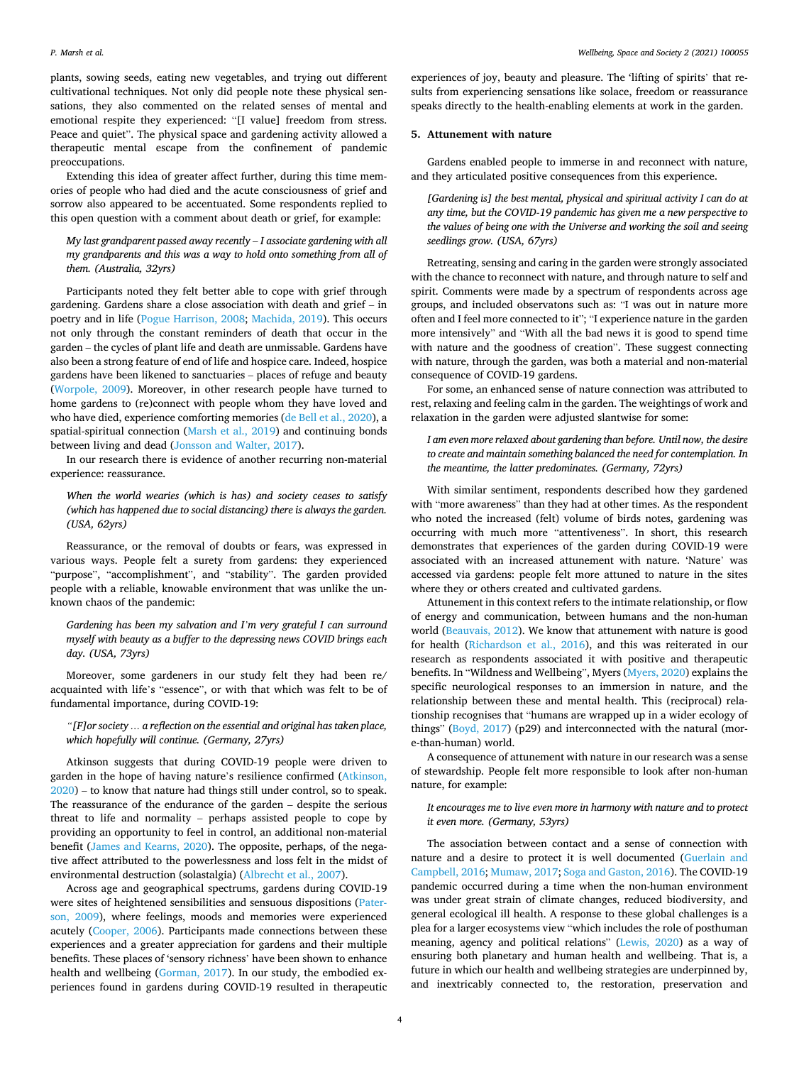plants, sowing seeds, eating new vegetables, and trying out different cultivational techniques. Not only did people note these physical sensations, they also commented on the related senses of mental and emotional respite they experienced: "[I value] freedom from stress. Peace and quiet". The physical space and gardening activity allowed a therapeutic mental escape from the confinement of pandemic preoccupations.

Extending this idea of greater affect further, during this time memories of people who had died and the acute consciousness of grief and sorrow also appeared to be accentuated. Some respondents replied to this open question with a comment about death or grief, for example:

> *My last grandparent passed away recently – I associate gardening with all my grandparents and this was a way to hold onto something from all of them. (Australia, 32yrs)*

Participants noted they felt better able to cope with grief through gardening. Gardens share a close association with death and grief – in poetry and in life (Pogue Harrison, 2008; Machida, 2019). This occurs not only through the constant reminders of death that occur in the garden – the cycles of plant life and death are unmissable. Gardens have also been a strong feature of end of life and hospice care. Indeed, hospice gardens have been likened to sanctuaries – places of refuge and beauty (Worpole, 2009). Moreover, in other research people have turned to home gardens to (re)connect with people whom they have loved and who have died, experience comforting memories (de Bell et al., 2020), a spatial-spiritual connection (Marsh et al., 2019) and continuing bonds between living and dead (Jonsson and Walter, 2017).

In our research there is evidence of another recurring non-material experience: reassurance.

> *When the world wearies (which is has) and society ceases to satisfy (which has happened due to social distancing) there is always the garden. (USA, 62yrs)*

Reassurance, or the removal of doubts or fears, was expressed in various ways. People felt a surety from gardens: they experienced "purpose", "accomplishment", and "stability". The garden provided people with a reliable, knowable environment that was unlike the unknown chaos of the pandemic:

> *Gardening has been my salvation and I'm very grateful I can surround myself with beauty as a buffer to the depressing news COVID brings each day. (USA, 73yrs)*

Moreover, some gardeners in our study felt they had been re/acquainted with life's "essence", or with that which was felt to be of fundamental importance, during COVID-19:

> *"[F]or society … a reflection on the essential and original has taken place, which hopefully will continue. (Germany, 27yrs)*

Atkinson suggests that during COVID-19 people were driven to garden in the hope of having nature's resilience confirmed (Atkinson, 2020) – to know that nature had things still under control, so to speak. The reassurance of the endurance of the garden – despite the serious threat to life and normality – perhaps assisted people to cope by providing an opportunity to feel in control, an additional non-material benefit (James and Kearns, 2020). The opposite, perhaps, of the negative affect attributed to the powerlessness and loss felt in the midst of environmental destruction (solastalgia) (Albrecht et al., 2007).

Across age and geographical spectrums, gardens during COVID-19 were sites of heightened sensibilities and sensuous dispositions (Paterson, 2009), where feelings, moods and memories were experienced acutely (Cooper, 2006). Participants made connections between these experiences and a greater appreciation for gardens and their multiple benefits. These places of 'sensory richness' have been shown to enhance health and wellbeing (Gorman, 2017). In our study, the embodied experiences found in gardens during COVID-19 resulted in therapeutic experiences of joy, beauty and pleasure. The 'lifting of spirits' that results from experiencing sensations like solace, freedom or reassurance speaks directly to the health-enabling elements at work in the garden.

## 5. Attunement with nature

Gardens enabled people to immerse in and reconnect with nature, and they articulated positive consequences from this experience.

> *[Gardening is] the best mental, physical and spiritual activity I can do at any time, but the COVID-19 pandemic has given me a new perspective to the values of being one with the Universe and working the soil and seeing seedlings grow. (USA, 67yrs)*

Retreating, sensing and caring in the garden were strongly associated with the chance to reconnect with nature, and through nature to self and spirit. Comments were made by a spectrum of respondents across age groups, and included observations such as: "I was out in nature more often and I feel more connected to it"; "I experience nature in the garden more intensively" and "With all the bad news it is good to spend time with nature and the goodness of creation". These suggest connecting with nature, through the garden, was both a material and non-material consequence of COVID-19 gardens.

For some, an enhanced sense of nature connection was attributed to rest, relaxing and feeling calm in the garden. The weightings of work and relaxation in the garden were adjusted slantwise for some:

> *I am even more relaxed about gardening than before. Until now, the desire to create and maintain something balanced the need for contemplation. In the meantime, the latter predominates. (Germany, 72yrs)*

With similar sentiment, respondents described how they gardened with "more awareness" than they had at other times. As the respondent who noted the increased (felt) volume of birds notes, gardening was occurring with much more "attentiveness". In short, this research demonstrates that experiences of the garden during COVID-19 were associated with an increased attunement with nature. 'Nature' was accessed via gardens: people felt more attuned to nature in the sites where they or others created and cultivated gardens.

Attunement in this context refers to the intimate relationship, or flow of energy and communication, between humans and the non-human world (Beauvais, 2012). We know that attunement with nature is good for health (Richardson et al., 2016), and this was reiterated in our research as respondents associated it with positive and therapeutic benefits. In "Wildness and Wellbeing", Myers (Myers, 2020) explains the specific neurological responses to an immersion in nature, and the relationship between these and mental health. This (reciprocal) relationship recognises that "humans are wrapped up in a wider ecology of things" (Boyd, 2017) (p29) and interconnected with the natural (more-than-human) world.

A consequence of attunement with nature in our research was a sense of stewardship. People felt more responsible to look after non-human nature, for example:

> *It encourages me to live even more in harmony with nature and to protect it even more. (Germany, 53yrs)*

The association between contact and a sense of connection with nature and a desire to protect it is well documented (Guerlain and Campbell, 2016; Mumaw, 2017; Soga and Gaston, 2016). The COVID-19 pandemic occurred during a time when the non-human environment was under great strain of climate changes, reduced biodiversity, and general ecological ill health. A response to these global challenges is a plea for a larger ecosystems view "which includes the role of posthuman meaning, agency and political relations" (Lewis, 2020) as a way of ensuring both planetary and human health and wellbeing. That is, a future in which our health and wellbeing strategies are underpinned by, and inextricably connected to, the restoration, preservation and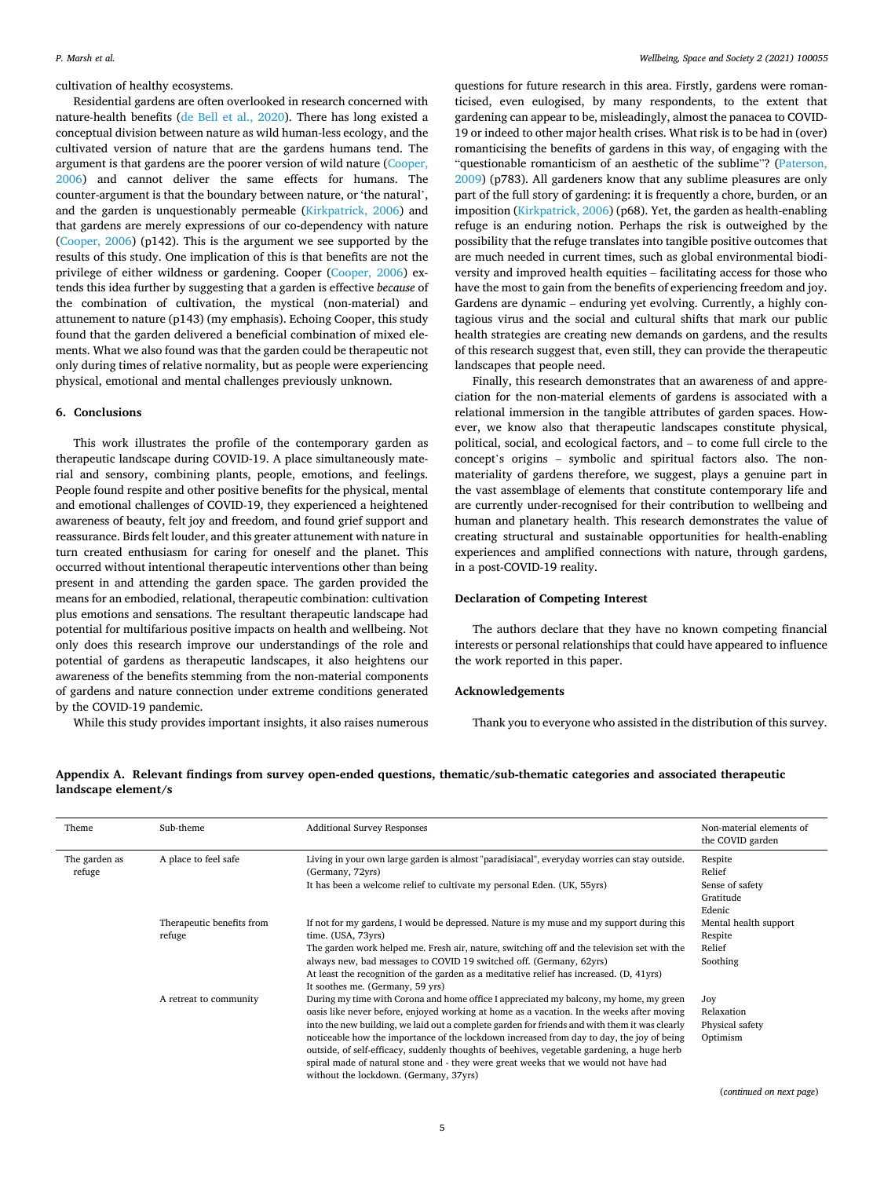cultivation of healthy ecosystems.

Residential gardens are often overlooked in research concerned with nature-health benefits (de Bell et al., 2020). There has long existed a conceptual division between nature as wild human-less ecology, and the cultivated version of nature that are the gardens humans tend. The argument is that gardens are the poorer version of wild nature (Cooper, 2006) and cannot deliver the same effects for humans. The counter-argument is that the boundary between nature, or 'the natural', and the garden is unquestionably permeable (Kirkpatrick, 2006) and that gardens are merely expressions of our co-dependency with nature (Cooper, 2006) (p142). This is the argument we see supported by the results of this study. One implication of this is that benefits are not the privilege of either wildness or gardening. Cooper (Cooper, 2006) extends this idea further by suggesting that a garden is effective *because* of the combination of cultivation, the mystical (non-material) and attunement to nature (p143) (my emphasis). Echoing Cooper, this study found that the garden delivered a beneficial combination of mixed elements. What we also found was that the garden could be therapeutic not only during times of relative normality, but as people were experiencing physical, emotional and mental challenges previously unknown.

## 6. Conclusions

This work illustrates the profile of the contemporary garden as therapeutic landscape during COVID-19. A place simultaneously material and sensory, combining plants, people, emotions, and feelings. People found respite and other positive benefits for the physical, mental and emotional challenges of COVID-19, they experienced a heightened awareness of beauty, felt joy and freedom, and found grief support and reassurance. Birds felt louder, and this greater attunement with nature in turn created enthusiasm for caring for oneself and the planet. This occurred without intentional therapeutic interventions other than being present in and attending the garden space. The garden provided the means for an embodied, relational, therapeutic combination: cultivation plus emotions and sensations. The resultant therapeutic landscape had potential for multifarious positive impacts on health and wellbeing. Not only does this research improve our understandings of the role and potential of gardens as therapeutic landscapes, it also heightens our awareness of the benefits stemming from the non-material components of gardens and nature connection under extreme conditions generated by the COVID-19 pandemic.

While this study provides important insights, it also raises numerous questions for future research in this area. Firstly, gardens were romanticised, even eulogised, by many respondents, to the extent that gardening can appear to be, misleadingly, almost the panacea to COVID-19 or indeed to other major health crises. What risk is to be had in (over) romanticising the benefits of gardens in this way, of engaging with the "questionable romanticism of an aesthetic of the sublime"? (Paterson, 2009) (p783). All gardeners know that any sublime pleasures are only part of the full story of gardening: it is frequently a chore, burden, or an imposition (Kirkpatrick, 2006) (p68). Yet, the garden as health-enabling refuge is an enduring notion. Perhaps the risk is outweighed by the possibility that the refuge translates into tangible positive outcomes that are much needed in current times, such as global environmental biodiversity and improved health equities – facilitating access for those who have the most to gain from the benefits of experiencing freedom and joy. Gardens are dynamic – enduring yet evolving. Currently, a highly contagious virus and the social and cultural shifts that mark our public health strategies are creating new demands on gardens, and the results of this research suggest that, even still, they can provide the therapeutic landscapes that people need.

Finally, this research demonstrates that an awareness of and appreciation for the non-material elements of gardens is associated with a relational immersion in the tangible attributes of garden spaces. However, we know also that therapeutic landscapes constitute physical, political, social, and ecological factors, and – to come full circle to the concept's origins – symbolic and spiritual factors also. The non-materiality of gardens therefore, we suggest, plays a genuine part in the vast assemblage of elements that constitute contemporary life and are currently under-recognised for their contribution to wellbeing and human and planetary health. This research demonstrates the value of creating structural and sustainable opportunities for health-enabling experiences and amplified connections with nature, through gardens, in a post-COVID-19 reality.

## Declaration of Competing Interest

The authors declare that they have no known competing financial interests or personal relationships that could have appeared to influence the work reported in this paper.

## Acknowledgements

Thank you to everyone who assisted in the distribution of this survey.

## Appendix A. Relevant findings from survey open-ended questions, thematic/sub-thematic categories and associated therapeutic landscape element/s

| Theme | Sub-theme | Additional Survey Responses | Non-material elements of the COVID garden |
|---|---|---|---|
| The garden as refuge | A place to feel safe | Living in your own large garden is almost "paradisiacal", everyday worries can stay outside. (Germany, 72yrs)<br>It has been a welcome relief to cultivate my personal Eden. (UK, 55yrs) | Respite<br>Relief<br>Sense of safety<br>Gratitude<br>Edenic |
| | Therapeutic benefits from refuge | If not for my gardens, I would be depressed. Nature is my muse and my support during this time. (USA, 73yrs)<br>The garden work helped me. Fresh air, nature, switching off and the television set with the always new, bad messages to COVID 19 switched off. (Germany, 62yrs)<br>At least the recognition of the garden as a meditative relief has increased. (D, 41yrs)<br>It soothes me. (Germany, 59 yrs) | Mental health support<br>Respite<br>Relief<br>Soothing |
| | A retreat to community | During my time with Corona and home office I appreciated my balcony, my home, my green oasis like never before, enjoyed working at home as a vacation. In the weeks after moving into the new building, we laid out a complete garden for friends and with them it was clearly noticeable how the importance of the lockdown increased from day to day, the joy of being outside, of self-efficacy, suddenly thoughts of beehives, vegetable gardening, a huge herb spiral made of natural stone and - they were great weeks that we would not have had without the lockdown. (Germany, 37yrs) | Joy<br>Relaxation<br>Physical safety<br>Optimism |

(*continued on next page*)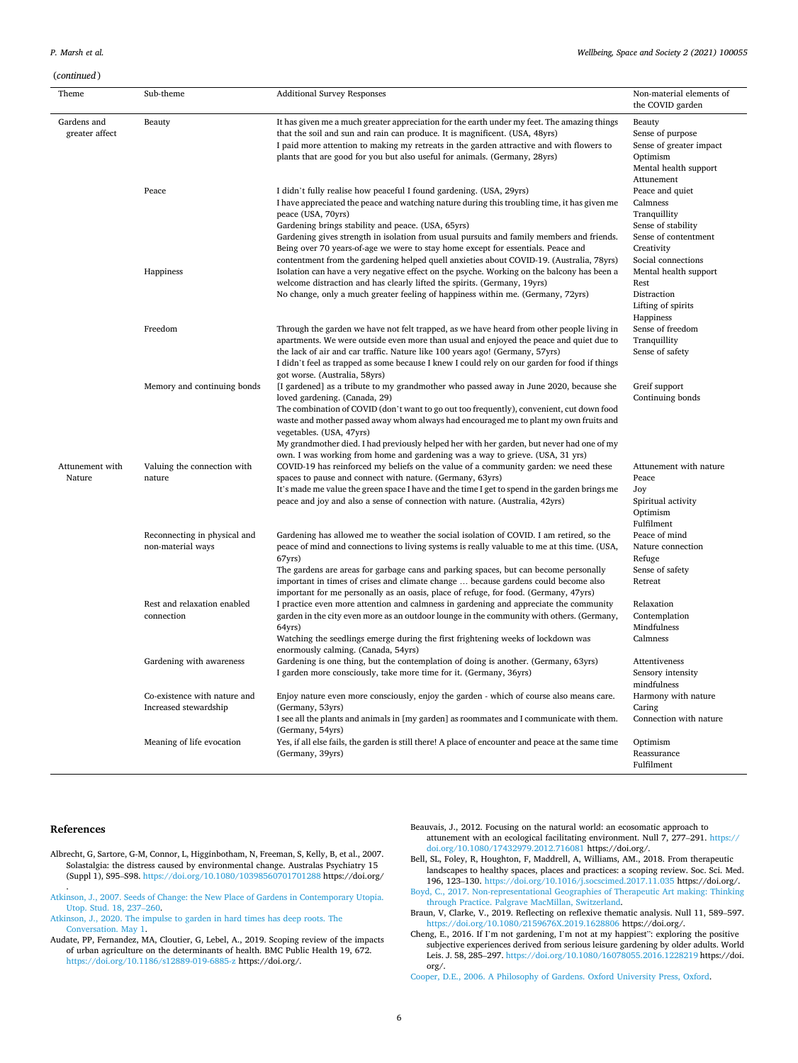(continued)

| Theme | Sub-theme | Additional Survey Responses | Non-material elements of the COVID garden |
|---|---|---|---|
| Gardens and greater affect | Beauty | It has given me a much greater appreciation for the earth under my feet. The amazing things that the soil and sun and rain can produce. It is magnificent. (USA, 48yrs)<br>I paid more attention to making my retreats in the garden attractive and with flowers to plants that are good for you but also useful for animals. (Germany, 28yrs) | Beauty<br>Sense of purpose<br>Sense of greater impact<br>Optimism<br>Mental health support<br>Attunement |
| | Peace | I didn`t fully realise how peaceful I found gardening. (USA, 29yrs)<br>I have appreciated the peace and watching nature during this troubling time, it has given me peace (USA, 70yrs)<br>Gardening brings stability and peace. (USA, 65yrs)<br>Gardening gives strength in isolation from usual pursuits and family members and friends. Being over 70 years-of-age we were to stay home except for essentials. Peace and contentment from the gardening helped quell anxieties about COVID-19. (Australia, 78yrs) | Peace and quiet<br>Calmness<br>Tranquillity<br>Sense of stability<br>Sense of contentment<br>Creativity<br>Social connections |
| | Happiness | Isolation can have a very negative effect on the psyche. Working on the balcony has been a welcome distraction and has clearly lifted the spirits. (Germany, 19yrs)<br>No change, only a much greater feeling of happiness within me. (Germany, 72yrs) | Mental health support<br>Rest<br>Distraction<br>Lifting of spirits<br>Happiness |
| | Freedom | Through the garden we have not felt trapped, as we have heard from other people living in apartments. We were outside even more than usual and enjoyed the peace and quiet due to the lack of air and car traffic. Nature like 100 years ago! (Germany, 57yrs)<br>I didn`t feel as trapped as some because I knew I could rely on our garden for food if things got worse. (Australia, 58yrs) | Sense of freedom<br>Tranquillity<br>Sense of safety |
| | Memory and continuing bonds | [I gardened] as a tribute to my grandmother who passed away in June 2020, because she loved gardening. (Canada, 29)<br>The combination of COVID (don`t want to go out too frequently), convenient, cut down food waste and mother passed away whom always had encouraged me to plant my own fruits and vegetables. (USA, 47yrs)<br>My grandmother died. I had previously helped her with her garden, but never had one of my own. I was working from home and gardening was a way to grieve. (USA, 31 yrs) | Greif support<br>Continuing bonds |
| Attunement with Nature | Valuing the connection with nature | COVID-19 has reinforced my beliefs on the value of a community garden: we need these spaces to pause and connect with nature. (Germany, 63yrs)<br>It`s made me value the green space I have and the time I get to spend in the garden brings me peace and joy and also a sense of connection with nature. (Australia, 42yrs) | Attunement with nature<br>Peace<br>Joy<br>Spiritual activity<br>Optimism<br>Fulfilment |
| | Reconnecting in physical and non-material ways | Gardening has allowed me to weather the social isolation of COVID. I am retired, so the peace of mind and connections to living systems is really valuable to me at this time. (USA, 67yrs)<br>The gardens are areas for garbage cans and parking spaces, but can become personally important in times of crises and climate change … because gardens could become also important for me personally as an oasis, place of refuge, for food. (Germany, 47yrs) | Peace of mind<br>Nature connection<br>Refuge<br>Sense of safety<br>Retreat |
| | Rest and relaxation enabled connection | I practice even more attention and calmness in gardening and appreciate the community garden in the city even more as an outdoor lounge in the community with others. (Germany, 64yrs)<br>Watching the seedlings emerge during the first frightening weeks of lockdown was enormously calming. (Canada, 54yrs) | Relaxation<br>Contemplation<br>Mindfulness<br>Calmness |
| | Gardening with awareness | Gardening is one thing, but the contemplation of doing is another. (Germany, 63yrs)<br>I garden more consciously, take more time for it. (Germany, 36yrs) | Attentiveness<br>Sensory intensity<br>mindfulness |
| | Co-existence with nature and Increased stewardship | Enjoy nature even more consciously, enjoy the garden - which of course also means care. (Germany, 53yrs)<br>I see all the plants and animals in [my garden] as roommates and I communicate with them. (Germany, 54yrs) | Harmony with nature<br>Caring<br>Connection with nature |
| | Meaning of life evocation | Yes, if all else fails, the garden is still there! A place of encounter and peace at the same time (Germany, 39yrs) | Optimism<br>Reassurance<br>Fulfilment |

## References

Albrecht, G, Sartore, G-M, Connor, L, Higginbotham, N, Freeman, S, Kelly, B, et al., 2007. Solastalgia: the distress caused by environmental change. Australas Psychiatry 15 (Suppl 1), S95–S98. https://doi.org/10.1080/10398560701701288 https://doi.org/.

Atkinson, J., 2007. Seeds of Change: the New Place of Gardens in Contemporary Utopia. Utop. Stud. 18, 237–260.

Atkinson, J., 2020. The impulse to garden in hard times has deep roots. The Conversation. May 1.

Audate, PP, Fernandez, MA, Cloutier, G, Lebel, A., 2019. Scoping review of the impacts of urban agriculture on the determinants of health. BMC Public Health 19, 672. https://doi.org/10.1186/s12889-019-6885-z https://doi.org/.

Beauvais, J., 2012. Focusing on the natural world: an ecosomatic approach to attunement with an ecological facilitating environment. Null 7, 277–291. https://doi.org/10.1080/17432979.2012.716081 https://doi.org/.

Bell, SL, Foley, R, Houghton, F, Maddrell, A, Williams, AM., 2018. From therapeutic landscapes to healthy spaces, places and practices: a scoping review. Soc. Sci. Med. 196, 123–130. https://doi.org/10.1016/j.socscimed.2017.11.035 https://doi.org/.

Boyd, C., 2017. Non-representational Geographies of Therapeutic Art making: Thinking through Practice. Palgrave MacMillan, Switzerland.

Braun, V, Clarke, V., 2019. Reflecting on reflexive thematic analysis. Null 11, 589–597. https://doi.org/10.1080/2159676X.2019.1628806 https://doi.org/.

Cheng, E., 2016. If I`m not gardening, I`m not at my happiest": exploring the positive subjective experiences derived from serious leisure gardening by older adults. World Leis. J. 58, 285–297. https://doi.org/10.1080/16078055.2016.1228219 https://doi.org/.

Cooper, D.E., 2006. A Philosophy of Gardens. Oxford University Press, Oxford.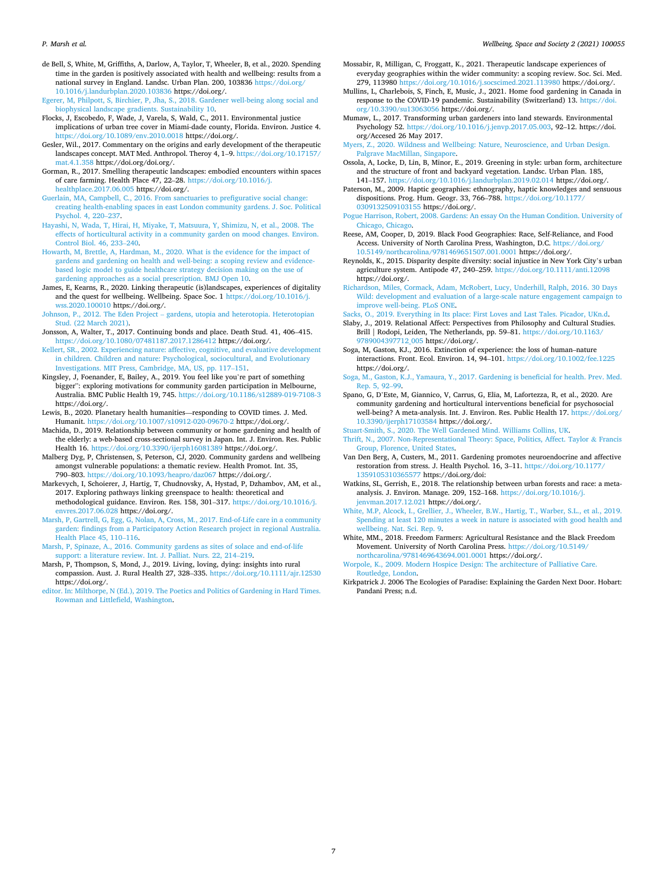de Bell, S, White, M, Griffiths, A, Darlow, A, Taylor, T, Wheeler, B, et al., 2020. Spending time in the garden is positively associated with health and wellbeing: results from a national survey in England. Landsc. Urban Plan. 200, 103836 https://doi.org/10.1016/j.landurbplan.2020.103836 https://doi.org/.

Egerer, M, Philpott, S, Birchier, P, Jha, S., 2018. Gardener well-being along social and biophysical landscape gradients. Sustainability 10.

Flocks, J, Escobedo, F, Wade, J, Varela, S, Wald, C., 2011. Environmental justice implications of urban tree cover in Miami-dade county, Florida. Environ. Justice 4. https://doi.org/10.1089/env.2010.0018 https://doi.org/.

Gesler, Wil., 2017. Commentary on the origins and early development of the therapeutic landscapes concept. MAT Med. Anthropol. Theroy 4, 1–9. https://doi.org/10.17157/mat.4.1.358 https://doi.org/doi.org/.

Gorman, R., 2017. Smelling therapeutic landscapes: embodied encounters within spaces of care farming. Health Place 47, 22–28. https://doi.org/10.1016/j.healthplace.2017.06.005 https://doi.org/.

Guerlain, MA, Campbell, C., 2016. From sanctuaries to prefigurative social change: creating health-enabling spaces in east London community gardens. J. Soc. Political Psychol. 4, 220–237.

Hayashi, N, Wada, T, Hirai, H, Miyake, T, Matsuura, Y, Shimizu, N, et al., 2008. The effects of horticultural activity in a community garden on mood changes. Environ. Control Biol. 46, 233–240.

Howarth, M, Brettle, A, Hardman, M., 2020. What is the evidence for the impact of gardens and gardening on health and well-being: a scoping review and evidence-based logic model to guide healthcare strategy decision making on the use of gardening approaches as a social prescription. BMJ Open 10.

James, E, Kearns, R., 2020. Linking therapeutic (is)landscapes, experiences of digitality and the quest for wellbeing. Wellbeing. Space Soc. 1 https://doi.org/10.1016/j.wss.2020.100010 https://doi.org/.

Johnson, P., 2012. The Eden Project – gardens, utopia and heterotopia. Heterotopian Stud. (22 March 2021).

Jonsson, A, Walter, T., 2017. Continuing bonds and place. Death Stud. 41, 406–415. https://doi.org/10.1080/07481187.2017.1286412 https://doi.org/.

Kellert, SR., 2002. Experiencing nature: affective, cognitive, and evaluative development in children. Children and nature: Psychological, sociocultural, and Evolutionary Investigations. MIT Press, Cambridge, MA, US, pp. 117–151.

Kingsley, J, Foenander, E, Bailey, A., 2019. You feel like you're part of something bigger": exploring motivations for community garden participation in Melbourne, Australia. BMC Public Health 19, 745. https://doi.org/10.1186/s12889-019-7108-3 https://doi.org/.

Lewis, B., 2020. Planetary health humanities—responding to COVID times. J. Med. Humanit. https://doi.org/10.1007/s10912-020-09670-2 https://doi.org/.

Machida, D., 2019. Relationship between community or home gardening and health of the elderly: a web-based cross-sectional survey in Japan. Int. J. Environ. Res. Public Health 16. https://doi.org/10.3390/ijerph16081389 https://doi.org/.

Malberg Dyg, P, Christensen, S, Peterson, CJ, 2020. Community gardens and wellbeing amongst vulnerable populations: a thematic review. Health Promot. Int. 35, 790–803. https://doi.org/10.1093/heapro/daz067 https://doi.org/.

Markevych, I, Schoierer, J, Hartig, T, Chudnovsky, A, Hystad, P, Dzhambov, AM, et al., 2017. Exploring pathways linking greenspace to health: theoretical and methodological guidance. Environ. Res. 158, 301–317. https://doi.org/10.1016/j.envres.2017.06.028 https://doi.org/.

Marsh, P, Gartrell, G, Egg, G, Nolan, A, Cross, M., 2017. End-of-Life care in a community garden: findings from a Participatory Action Research project in regional Australia. Health Place 45, 110–116.

Marsh, P, Spinaze, A., 2016. Community gardens as sites of solace and end-of-life support: a literature review. Int. J. Palliat. Nurs. 22, 214–219.

Marsh, P, Thompson, S, Mond, J., 2019. Living, loving, dying: insights into rural compassion. Aust. J. Rural Health 27, 328–335. https://doi.org/10.1111/ajr.12530 https://doi.org/.

editor. In: Milthorpe, N (Ed.), 2019. The Poetics and Politics of Gardening in Hard Times. Rowman and Littlefield, Washington.

Mossabir, R, Milligan, C, Froggatt, K., 2021. Therapeutic landscape experiences of everyday geographies within the wider community: a scoping review. Soc. Sci. Med. 279, 113980 https://doi.org/10.1016/j.socscimed.2021.113980 https://doi.org/.

Mullins, L, Charlebois, S, Finch, E, Music, J., 2021. Home food gardening in Canada in response to the COVID-19 pandemic. Sustainability (Switzerland) 13. https://doi.org/10.3390/su13063056 https://doi.org/.

Mumaw, L., 2017. Transforming urban gardeners into land stewards. Environmental Psychology 52. https://doi.org/10.1016/j.jenvp.2017.05.003, 92–12. https://doi.org/Accesed 26 May 2017.

Myers, Z., 2020. Wildness and Wellbeing: Nature, Neuroscience, and Urban Design. Palgrave MacMillan, Singapore.

Ossola, A, Locke, D, Lin, B, Minor, E., 2019. Greening in style: urban form, architecture and the structure of front and backyard vegetation. Landsc. Urban Plan. 185, 141–157. https://doi.org/10.1016/j.landurbplan.2019.02.014 https://doi.org/.

Paterson, M., 2009. Haptic geographies: ethnography, haptic knowledges and sensuous dispositions. Prog. Hum. Geogr. 33, 766–788. https://doi.org/10.1177/0309132509103155 https://doi.org/.

Pogue Harrison, Robert, 2008. Gardens: An essay On the Human Condition. University of Chicago, Chicago.

Reese, AM, Cooper, D, 2019. Black Food Geographies: Race, Self-Reliance, and Food Access. University of North Carolina Press, Washington, D.C. https://doi.org/10.5149/northcarolina/9781469651507.001.0001 https://doi.org/.

Reynolds, K., 2015. Disparity despite diversity: social injustice in New York City's urban agriculture system. Antipode 47, 240–259. https://doi.org/10.1111/anti.12098 https://doi.org/.

Richardson, Miles, Cormack, Adam, McRobert, Lucy, Underhill, Ralph, 2016. 30 Days Wild: development and evaluation of a large-scale nature engagement campaign to improve well-being. PLoS ONE.

Sacks, O., 2019. Everything in Its place: First Loves and Last Tales. Picador, UKn.d.

Slaby, J., 2019. Relational Affect: Perspectives from Philosophy and Cultural Studies. Brill | Rodopi, Leiden, The Netherlands, pp. 59–81. https://doi.org/10.1163/9789004397712_005 https://doi.org/.

Soga, M, Gaston, KJ., 2016. Extinction of experience: the loss of human–nature interactions. Front. Ecol. Environ. 14, 94–101. https://doi.org/10.1002/fee.1225 https://doi.org/.

Soga, M., Gaston, K.J., Yamaura, Y., 2017. Gardening is beneficial for health. Prev. Med. Rep. 5, 92–99.

Spano, G, D'Este, M, Giannico, V, Carrus, G, Elia, M, Lafortezza, R, et al., 2020. Are community gardening and horticultural interventions beneficial for psychosocial well-being? A meta-analysis. Int. J. Environ. Res. Public Health 17. https://doi.org/10.3390/ijerph17103584 https://doi.org/.

Stuart-Smith, S., 2020. The Well Gardened Mind. Williams Collins, UK.

Thrift, N., 2007. Non-Representational Theory: Space, Politics, Affect. Taylor & Francis Group, Florence, United States.

Van Den Berg, A, Custers, M., 2011. Gardening promotes neuroendocrine and affective restoration from stress. J. Health Psychol. 16, 3–11. https://doi.org/10.1177/1359105310365577 https://doi.org/doi:

Watkins, SL, Gerrish, E., 2018. The relationship between urban forests and race: a meta-analysis. J. Environ. Manage. 209, 152–168. https://doi.org/10.1016/j.jenvman.2017.12.021 https://doi.org/.

White, M.P, Alcock, I., Grellier, J., Wheeler, B.W., Hartig, T., Warber, S.L., et al., 2019. Spending at least 120 minutes a week in nature is associated with good health and wellbeing. Nat. Sci. Rep. 9.

White, MM., 2018. Freedom Farmers: Agricultural Resistance and the Black Freedom Movement. University of North Carolina Press. https://doi.org/10.5149/northcarolina/9781469643694.001.0001 https://doi.org/.

Worpole, K., 2009. Modern Hospice Design: The architecture of Palliative Care. Routledge, London.

Kirkpatrick J. 2006 The Ecologies of Paradise: Explaining the Garden Next Door. Hobart: Pandani Press; n.d.